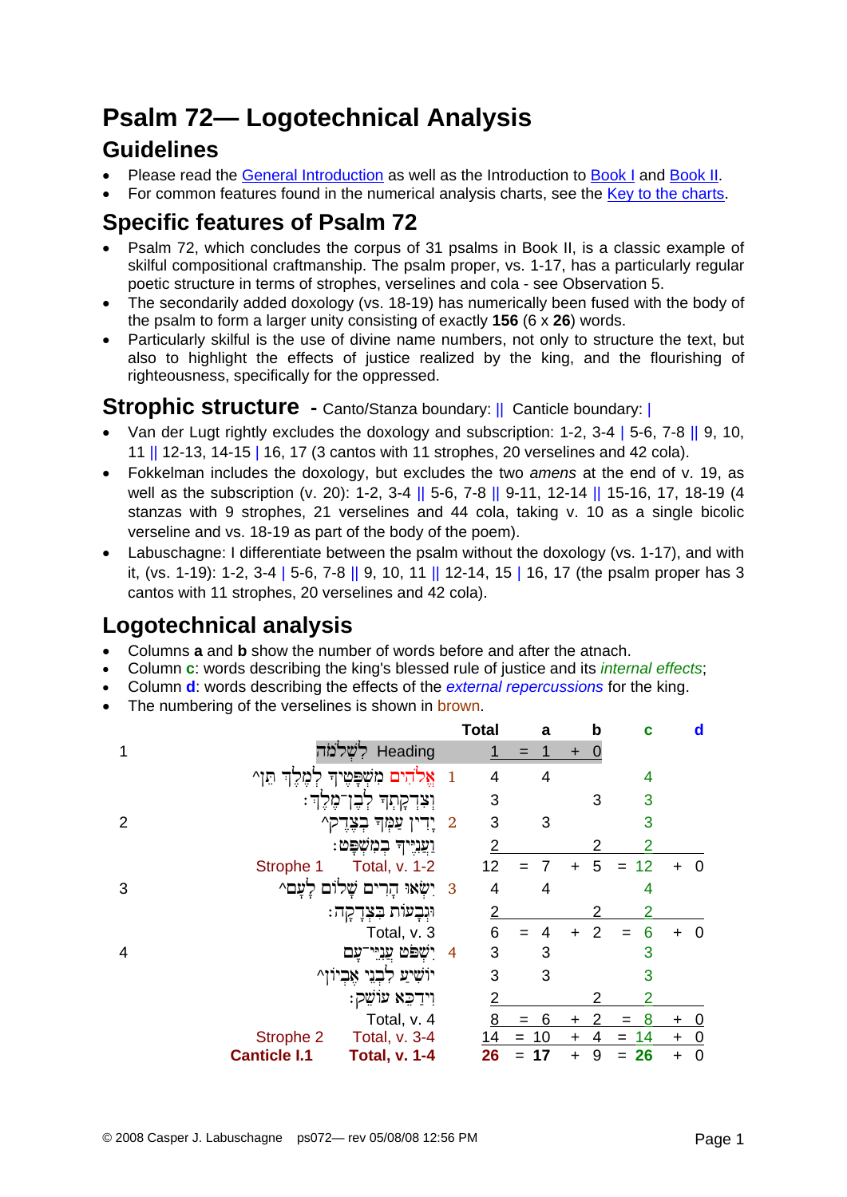# Psalm 72— Logotechnical Analysis

## Guidelines

- Please read the General Introduction as well as the Introduction to Book I and Book II.
- For common features found in the numerical analysis charts, see the Key to the charts.

## Specific features of Psalm 72

- Psalm 72, which concludes the corpus of 31 psalms in Book II, is a classic example of skilful compositional craftmanship. The psalm proper, vs. 1-17, has a particularly regular poetic structure in terms of strophes, verselines and cola - see Observation 5.
- The secondarily added doxology (vs. 18-19) has numerically been fused with the body of the psalm to form a larger unity consisting of exactly **156** (6 x **26**) words.
- Particularly skilful is the use of divine name numbers, not only to structure the text, but also to highlight the effects of justice realized by the king, and the flourishing of righteousness, specifically for the oppressed.

## Strophic structure - Canto/Stanza boundary: || Canticle boundary: |

- Van der Lugt rightly excludes the doxology and subscription: 1-2, 3-4 | 5-6, 7-8 || 9, 10, 11 || 12-13, 14-15 | 16, 17 (3 cantos with 11 strophes, 20 verselines and 42 cola).
- Fokkelman includes the doxology, but excludes the two *amens* at the end of v. 19, as well as the subscription (v. 20): 1-2, 3-4 || 5-6, 7-8 || 9-11, 12-14 || 15-16, 17, 18-19 (4 stanzas with 9 strophes, 21 verselines and 44 cola, taking v. 10 as a single bicolic verseline and vs. 18-19 as part of the body of the poem).
- Labuschagne: I differentiate between the psalm without the doxology (vs. 1-17), and with it, (vs. 1-19): 1-2, 3-4 | 5-6, 7-8 || 9, 10, 11 || 12-14, 15 | 16, 17 (the psalm proper has 3 cantos with 11 strophes, 20 verselines and 42 cola).

## Logotechnical analysis

- Columns **a** and **b** show the number of words before and after the atnach.
- Column **c**: words describing the king's blessed rule of justice and its *internal effects*;
- Column **d**: words describing the effects of the *external repercussions* for the king.
- The numbering of the verselines is shown in brown.

| | | Text | | Total | | a | | b | | c | | d |
|---|---|---|---|---|---|---|---|---|---|---|---|---|
| 1 | | לִשְׁלֹמֹה Heading | | 1 | = | 1 | + | 0 | | | | |
| | | אֱלֹהִים מִשְׁפָּטֶיךָ לְמֶלֶךְ תֵּן^ | 1 | 4 | | 4 | | | | 4 | | |
| | | וְצִדְקָתְךָ לְבֶן־מֶלֶךְ׃ | | 3 | | | | 3 | | 3 | | |
| 2 | | יָדִין עַמְּךָ בְצֶדֶק^ | 2 | 3 | | 3 | | | | 3 | | |
| | | וַעֲנִיֶּיךָ בְמִשְׁפָּט׃ | | 2 | | | | 2 | | 2 | | |
| | Strophe 1 | Total, v. 1-2 | | 12 | = | 7 | + | 5 | = | 12 | + | 0 |
| 3 | | יִשְׂאוּ הָרִים שָׁלוֹם לָעָם^ | 3 | 4 | | 4 | | | | 4 | | |
| | | וּגְבָעוֹת בִּצְדָקָה׃ | | 2 | | | | 2 | | 2 | | |
| | | Total, v. 3 | | 6 | = | 4 | + | 2 | = | 6 | + | 0 |
| 4 | | יִשְׁפֹּט עֲנִיֵּי־עָם | 4 | 3 | | 3 | | | | 3 | | |
| | | יוֹשִׁיעַ לִבְנֵי אֶבְיוֹן^ | | 3 | | 3 | | | | 3 | | |
| | | וִידַכֵּא עוֹשֵׁק׃ | | 2 | | | | 2 | | 2 | | |
| | | Total, v. 4 | | 8 | = | 6 | + | 2 | = | 8 | + | 0 |
| | Strophe 2 | Total, v. 3-4 | | 14 | = | 10 | + | 4 | = | 14 | + | 0 |
| | **Canticle I.1** | **Total, v. 1-4** | | **26** | = | **17** | + | 9 | = | **26** | + | 0 |

© 2008 Casper J. Labuschagne ps072— rev 05/08/08 12:56 PM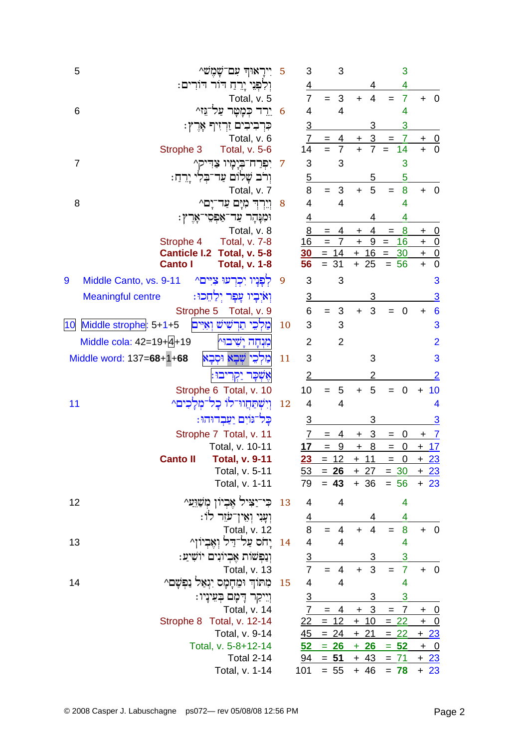| Eng. v. | Label / Hebrew text | Heb. v. | Words | Before atnach | After atnach | | Divine/other | Remainder |
|---|---|---|---|---|---|---|---|---|
| 5 | יִירָאוּךָ עִם־שָׁמֶשׁ^ | 5 | 3 | 3 | | | 3 | |
| | וְלִפְנֵי יָרֵחַ דּוֹר דּוֹרִים׃ | | 4 | | 4 | | 4 | |
| | Total, v. 5 | | 7 | = 3 | + 4 | | = 7 | + 0 |
| 6 | יֵרֵד כְּמָטָר עַל־גֵּז^ | 6 | 4 | 4 | | | 4 | |
| | כִּרְבִיבִים זַרְזִיף אָרֶץ׃ | | 3 | | 3 | | 3 | |
| | Total, v. 6 | | 7 | = 4 | + 3 | | = 7 | + 0 |
| | Strophe 3 Total, v. 5-6 | | 14 | = 7 | + 7 | | = 14 | + 0 |
| 7 | יִפְרַח־בְּיָמָיו צַדִּיק^ | 7 | 3 | 3 | | | 3 | |
| | וְרֹב שָׁלוֹם עַד־בְּלִי יָרֵחַ׃ | | 5 | | 5 | | 5 | |
| | Total, v. 7 | | 8 | = 3 | + 5 | | = 8 | + 0 |
| 8 | וְיֵרְדְּ מִיָּם עַד־יָם^ | 8 | 4 | 4 | | | 4 | |
| | וּמִנָּהָר עַד־אַפְסֵי־אָרֶץ׃ | | 4 | | 4 | | 4 | |
| | Total, v. 8 | | 8 | = 4 | + 4 | | = 8 | + 0 |
| | Strophe 4 Total, v. 7-8 | | 16 | = 7 | + 9 | | = 16 | + 0 |
| | **Canticle I.2 Total, v. 5-8** | | **30** | = 14 | + 16 | | = 30 | + 0 |
| | **Canto I Total, v. 1-8** | | **56** | = 31 | + 25 | | = 56 | + 0 |
| 9 | Middle Canto, vs. 9-11 לְפָנָיו יִכְרְעוּ צִיִּים^ | 9 | 3 | 3 | | | | 3 |
| | Meaningful centre וְאֹיְבָיו עָפָר יְלַחֵכוּ׃ | | 3 | | 3 | | | 3 |
| | Strophe 5 Total, v. 9 | | 6 | = 3 | + 3 | | = 0 | + 6 |
| 10 | Middle strophe: 5+1+5 מַלְכֵי תַרְשִׁישׁ וְאִיִּים | 10 | 3 | 3 | | | | 3 |
| | Middle cola: 42=19+4+19 מִנְחָה יָשִׁיבוּ^ | | 2 | 2 | | | | 2 |
| | Middle word: 137=**68**+1+**68** מַלְכֵי שְׁבָא וּסְבָא | | 3 | | 3 | | | 3 |
| | אֶשְׁכָּר יַקְרִיבוּ׃ | | 2 | | 2 | | | 2 |
| | Strophe 6 Total, v. 10 | | 10 | = 5 | + 5 | | = 0 | + 10 |
| 11 | וְיִשְׁתַּחֲווּ־לוֹ כָל־מְלָכִים^ | 12 | 4 | 4 | | | | 4 |
| | כָּל־גּוֹיִם יַעַבְדוּהוּ׃ | | 3 | | 3 | | | 3 |
| | Strophe 7 Total, v. 11 | | 7 | = 4 | + 3 | | = 0 | + 7 |
| | Total, v. 10-11 | | **17** | = 9 | + 8 | | = 0 | + 17 |
| | **Canto II Total, v. 9-11** | | **23** | = 12 | + 11 | | = 0 | + 23 |
| | Total, v. 5-11 | | 53 | = **26** | + 27 | | = 30 | + 23 |
| | Total, v. 1-11 | | 79 | = **43** | + 36 | | = 56 | + 23 |
| 12 | כִּי־יַצִּיל אֶבְיוֹן מְשַׁוֵּעַ^ | 13 | 4 | 4 | | | 4 | |
| | וְעָנִי וְאֵין־עֹזֵר לוֹ׃ | | 4 | | 4 | | 4 | |
| | Total, v. 12 | | 8 | = 4 | + 4 | | = 8 | + 0 |
| 13 | יָחֹס עַל־דַּל וְאֶבְיוֹן^ | 14 | 4 | 4 | | | 4 | |
| | וְנַפְשׁוֹת אֶבְיוֹנִים יוֹשִׁיעַ׃ | | 3 | | 3 | | 3 | |
| | Total, v. 13 | | 7 | = 4 | + 3 | | = 7 | + 0 |
| 14 | מִתּוֹךְ וּמֵחָמָס יִגְאַל נַפְשָׁם^ | 15 | 4 | 4 | | | 4 | |
| | וְיֵיקַר דָּמָם בְּעֵינָיו׃ | | 3 | | 3 | | 3 | |
| | Total, v. 14 | | 7 | = 4 | + 3 | | = 7 | + 0 |
| | Strophe 8 Total, v. 12-14 | | 22 | = 12 | + 10 | | = 22 | + 0 |
| | Total, v. 9-14 | | 45 | = 24 | + 21 | | = 22 | + 23 |
| | Total, v. 5-8+12-14 | | **52** | = **26** | + **26** | | = **52** | + 0 |
| | Total 2-14 | | 94 | = **51** | + 43 | | = 71 | + 23 |
| | Total, v. 1-14 | | 101 | = 55 | + 46 | | = **78** | + 23 |

© 2008 Casper J. Labuschagne ps072— rev 05/08/08 12:56 PM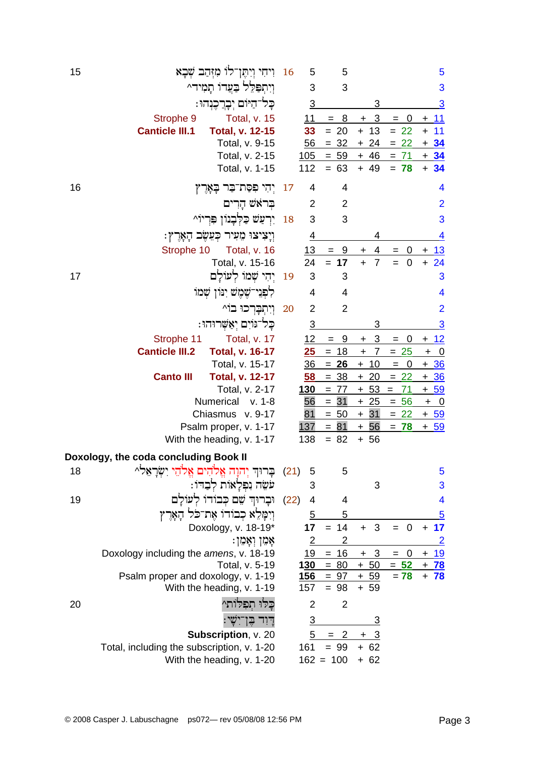| Verse | Text / Label | Colon | Words | = | Words before atnach | + | Words after atnach | = | Speech | + | Non-speech |
|---|---|---|---|---|---|---|---|---|---|---|---|
| 15 | וִיחִי וְיִתֶּן־לוֹ מִזְּהַב שְׁבָא | 16 | 5 | | 5 | | | | | | 5 |
| | וְיִתְפַּלֵּל בַּעֲדוֹ תָמִיד^ | | 3 | | 3 | | | | | | 3 |
| | כָּל־הַיּוֹם יְבָרֲכֶנְהוּ׃ | | 3 | | | | 3 | | | | 3 |
| | Strophe 9 — Total, v. 15 | | 11 | = | 8 | + | 3 | = | 0 | + | 11 |
| | **Canticle III.1** — **Total, v. 12-15** | | **33** | = | 20 | + | 13 | = | 22 | + | 11 |
| | Total, v. 9-15 | | 56 | = | 32 | + | 24 | = | 22 | + | **34** |
| | Total, v. 2-15 | | 105 | = | 59 | + | 46 | = | 71 | + | **34** |
| | Total, v. 1-15 | | 112 | = | 63 | + | 49 | = | **78** | + | **34** |
| 16 | יְהִי פִסַּת־בַּר בָּאָרֶץ | 17 | 4 | | 4 | | | | | | 4 |
| | בְּרֹאשׁ הָרִים | | 2 | | 2 | | | | | | 2 |
| | יִרְעַשׁ כַּלְּבָנוֹן פִּרְיוֹ^ | 18 | 3 | | 3 | | | | | | 3 |
| | וְיָצִיצוּ מֵעִיר כְּעֵשֶׂב הָאָרֶץ׃ | | 4 | | | | 4 | | | | 4 |
| | Strophe 10 — Total, v. 16 | | 13 | = | 9 | + | 4 | = | 0 | + | 13 |
| | Total, v. 15-16 | | 24 | = | **17** | + | 7 | = | 0 | + | 24 |
| 17 | יְהִי שְׁמוֹ לְעוֹלָם | 19 | 3 | | 3 | | | | | | 3 |
| | לִפְנֵי־שֶׁמֶשׁ יִנּוֹן שְׁמוֹ | | 4 | | 4 | | | | | | 4 |
| | וְיִתְבָּרְכוּ בוֹ^ | 20 | 2 | | 2 | | | | | | 2 |
| | כָּל־גּוֹיִם יְאַשְּׁרוּהוּ׃ | | 3 | | | | 3 | | | | 3 |
| | Strophe 11 — Total, v. 17 | | 12 | = | 9 | + | 3 | = | 0 | + | 12 |
| | **Canticle III.2** — **Total, v. 16-17** | | **25** | = | 18 | + | 7 | = | 25 | + | 0 |
| | Total, v. 15-17 | | 36 | = | **26** | + | 10 | = | 0 | + | 36 |
| | **Canto III** — **Total, v. 12-17** | | **58** | = | 38 | + | 20 | = | 22 | + | 36 |
| | Total, v. 2-17 | | **130** | = | 77 | + | 53 | = | 71 | + | 59 |
| | Numerical v. 1-8 | | 56 | = | 31 | + | 25 | = | 56 | + | 0 |
| | Chiasmus v. 9-17 | | 81 | = | 50 | + | 31 | = | 22 | + | 59 |
| | Psalm proper, v. 1-17 | | 137 | = | 81 | + | 56 | = | **78** | + | 59 |
| | With the heading, v. 1-17 | | 138 | = | 82 | + | 56 | | | | |

**Doxology, the coda concluding Book II**

| Verse | Text / Label | Colon | Words | = | Words before atnach | + | Words after atnach | = | Speech | + | Non-speech |
|---|---|---|---|---|---|---|---|---|---|---|---|
| 18 | בָּרוּךְ יְהוָה אֱלֹהִים אֱלֹהֵי יִשְׂרָאֵל^ | (21) | 5 | | 5 | | | | | | 5 |
| | עֹשֵׂה נִפְלָאוֹת לְבַדּוֹ׃ | | 3 | | | | 3 | | | | 3 |
| 19 | וּבָרוּךְ שֵׁם כְּבוֹדוֹ לְעוֹלָם | (22) | 4 | | 4 | | | | | | 4 |
| | וְיִמָּלֵא כְבוֹדוֹ אֶת־כֹּל הָאָרֶץ | | 5 | | 5 | | | | | | 5 |
| | Doxology, v. 18-19* | | **17** | = | 14 | + | 3 | = | 0 | + | **17** |
| | אָמֵן וְאָמֵן׃ | | 2 | | 2 | | | | | | 2 |
| | Doxology including the *amens*, v. 18-19 | | 19 | = | 16 | + | 3 | = | 0 | + | 19 |
| | Total, v. 5-19 | | **130** | = | 80 | + | 50 | = | **52** | + | **78** |
| | Psalm proper and doxology, v. 1-19 | | **156** | = | 97 | + | 59 | = | **78** | + | **78** |
| | With the heading, v. 1-19 | | 157 | = | 98 | + | 59 | | | | |
| 20 | כָּלּוּ תְפִלּוֹת^ | | 2 | | 2 | | | | | | |
| | דָּוִד בֶּן־יִשָׁי׃ | | 3 | | | | 3 | | | | |
| | **Subscription**, v. 20 | | 5 | = | 2 | + | 3 | | | | |
| | Total, including the subscription, v. 1-20 | | 161 | = | 99 | + | 62 | | | | |
| | With the heading, v. 1-20 | | 162 | = | 100 | + | 62 | | | | |

© 2008 Casper J. Labuschagne ps072— rev 05/08/08 12:56 PM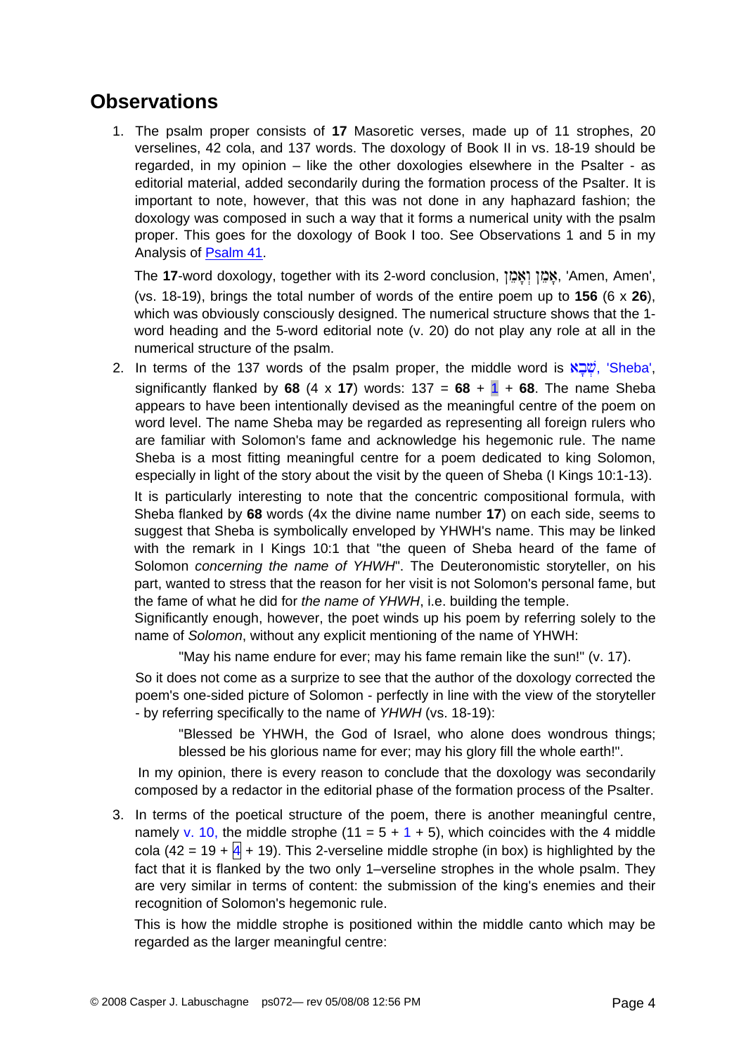## Observations

1. The psalm proper consists of **17** Masoretic verses, made up of 11 strophes, 20 verselines, 42 cola, and 137 words. The doxology of Book II in vs. 18-19 should be regarded, in my opinion – like the other doxologies elsewhere in the Psalter - as editorial material, added secondarily during the formation process of the Psalter. It is important to note, however, that this was not done in any haphazard fashion; the doxology was composed in such a way that it forms a numerical unity with the psalm proper. This goes for the doxology of Book I too. See Observations 1 and 5 in my Analysis of Psalm 41.

   The **17**-word doxology, together with its 2-word conclusion, אָמֵן וְאָמֵן, 'Amen, Amen', (vs. 18-19), brings the total number of words of the entire poem up to **156** (6 x **26**), which was obviously consciously designed. The numerical structure shows that the 1-word heading and the 5-word editorial note (v. 20) do not play any role at all in the numerical structure of the psalm.

2. In terms of the 137 words of the psalm proper, the middle word is שְׁבָא, 'Sheba', significantly flanked by **68** (4 x **17**) words: 137 = **68** + 1 + **68**. The name Sheba appears to have been intentionally devised as the meaningful centre of the poem on word level. The name Sheba may be regarded as representing all foreign rulers who are familiar with Solomon's fame and acknowledge his hegemonic rule. The name Sheba is a most fitting meaningful centre for a poem dedicated to king Solomon, especially in light of the story about the visit by the queen of Sheba (I Kings 10:1-13).

   It is particularly interesting to note that the concentric compositional formula, with Sheba flanked by **68** words (4x the divine name number **17**) on each side, seems to suggest that Sheba is symbolically enveloped by YHWH's name. This may be linked with the remark in I Kings 10:1 that "the queen of Sheba heard of the fame of Solomon *concerning the name of YHWH*". The Deuteronomistic storyteller, on his part, wanted to stress that the reason for her visit is not Solomon's personal fame, but the fame of what he did for *the name of YHWH*, i.e. building the temple.
   Significantly enough, however, the poet winds up his poem by referring solely to the name of *Solomon*, without any explicit mentioning of the name of YHWH:

   > "May his name endure for ever; may his fame remain like the sun!" (v. 17).

   So it does not come as a surprize to see that the author of the doxology corrected the poem's one-sided picture of Solomon - perfectly in line with the view of the storyteller - by referring specifically to the name of *YHWH* (vs. 18-19):

   > "Blessed be YHWH, the God of Israel, who alone does wondrous things; blessed be his glorious name for ever; may his glory fill the whole earth!".

   In my opinion, there is every reason to conclude that the doxology was secondarily composed by a redactor in the editorial phase of the formation process of the Psalter.

3. In terms of the poetical structure of the poem, there is another meaningful centre, namely v. 10, the middle strophe (11 = 5 + 1 + 5), which coincides with the 4 middle cola (42 = 19 + 4 + 19). This 2-verseline middle strophe (in box) is highlighted by the fact that it is flanked by the two only 1–verseline strophes in the whole psalm. They are very similar in terms of content: the submission of the king's enemies and their recognition of Solomon's hegemonic rule.

   This is how the middle strophe is positioned within the middle canto which may be regarded as the larger meaningful centre: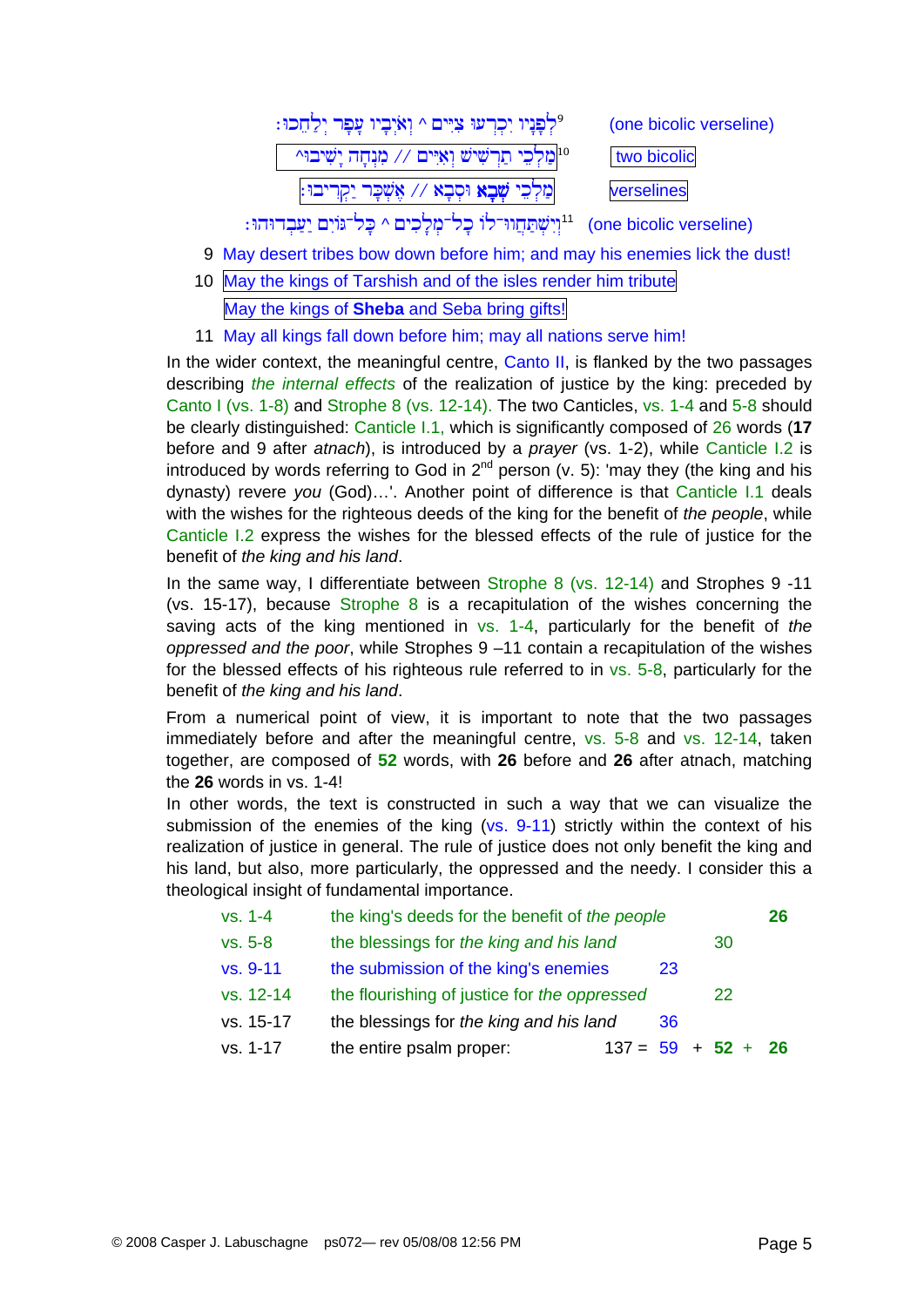| | |
|---|---|
| ⁹לְפָנָיו יִכְרְעוּ צִיִּים ^ וְאֹיְבָיו עָפָר יְלַחֵכוּ׃ | (one bicolic verseline) |
| ¹⁰מַלְכֵי תַרְשִׁישׁ וְאִיִּים // מִנְחָה יָשִׁיבוּ^ | two bicolic |
| מַלְכֵי שְׁבָא וּסְבָא // אֶשְׁכָּר יַקְרִיבוּ׃ | verselines |
| ¹¹וְיִשְׁתַּחֲווּ־לוֹ כָל־מְלָכִים ^ כָּל־גּוֹיִם יַעַבְדוּהוּ׃ | (one bicolic verseline) |

9 May desert tribes bow down before him; and may his enemies lick the dust!

10 May the kings of Tarshish and of the isles render him tribute

May the kings of **Sheba** and Seba bring gifts!

11 May all kings fall down before him; may all nations serve him!

In the wider context, the meaningful centre, Canto II, is flanked by the two passages describing *the internal effects* of the realization of justice by the king: preceded by Canto I (vs. 1-8) and Strophe 8 (vs. 12-14). The two Canticles, vs. 1-4 and 5-8 should be clearly distinguished: Canticle I.1, which is significantly composed of 26 words (**17** before and 9 after *atnach*), is introduced by a *prayer* (vs. 1-2), while Canticle I.2 is introduced by words referring to God in 2nd person (v. 5): 'may they (the king and his dynasty) revere *you* (God)…'. Another point of difference is that Canticle I.1 deals with the wishes for the righteous deeds of the king for the benefit of *the people*, while Canticle I.2 express the wishes for the blessed effects of the rule of justice for the benefit of *the king and his land*.

In the same way, I differentiate between Strophe 8 (vs. 12-14) and Strophes 9 -11 (vs. 15-17), because Strophe 8 is a recapitulation of the wishes concerning the saving acts of the king mentioned in vs. 1-4, particularly for the benefit of *the oppressed and the poor*, while Strophes 9 –11 contain a recapitulation of the wishes for the blessed effects of his righteous rule referred to in vs. 5-8, particularly for the benefit of *the king and his land*.

From a numerical point of view, it is important to note that the two passages immediately before and after the meaningful centre, vs. 5-8 and vs. 12-14, taken together, are composed of **52** words, with **26** before and **26** after atnach, matching the **26** words in vs. 1-4!

In other words, the text is constructed in such a way that we can visualize the submission of the enemies of the king (vs. 9-11) strictly within the context of his realization of justice in general. The rule of justice does not only benefit the king and his land, but also, more particularly, the oppressed and the needy. I consider this a theological insight of fundamental importance.

| | | | | |
|---|---|---|---|---|
| vs. 1-4 | the king's deeds for the benefit of *the people* | | | **26** |
| vs. 5-8 | the blessings for *the king and his land* | | 30 | |
| vs. 9-11 | the submission of the king's enemies | 23 | | |
| vs. 12-14 | the flourishing of justice for *the oppressed* | | 22 | |
| vs. 15-17 | the blessings for *the king and his land* | 36 | | |
| vs. 1-17 | the entire psalm proper: 137 = | 59 + | **52** + | **26** |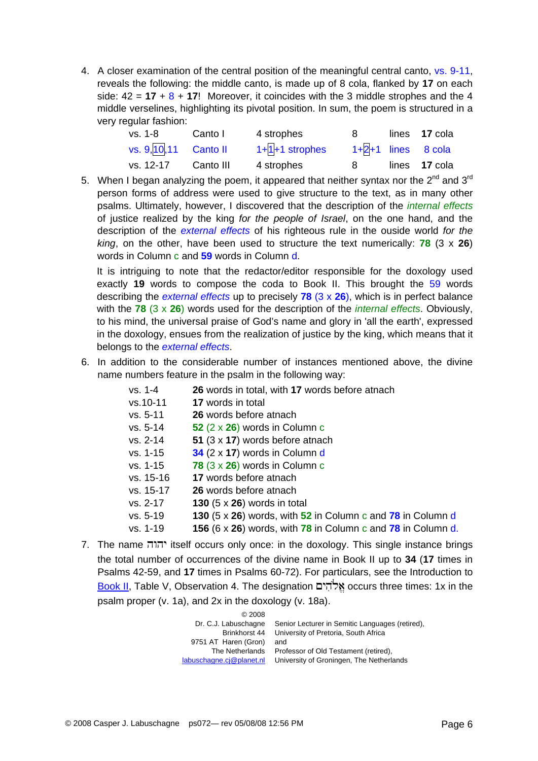4. A closer examination of the central position of the meaningful central canto, vs. 9-11, reveals the following: the middle canto, is made up of 8 cola, flanked by **17** on each side: 42 = **17** + 8 + **17**! Moreover, it coincides with the 3 middle strophes and the 4 middle verselines, highlighting its pivotal position. In sum, the poem is structured in a very regular fashion:

| | | | | | |
|---|---|---|---|---|---|
| vs. 1-8 | Canto I | 4 strophes | 8 | lines | **17** cola |
| vs. 9,10,11 | Canto II | 1+1+1 strophes | 1+2+1 | lines | 8 cola |
| vs. 12-17 | Canto III | 4 strophes | 8 | lines | **17** cola |

5. When I began analyzing the poem, it appeared that neither syntax nor the 2nd and 3rd person forms of address were used to give structure to the text, as in many other psalms. Ultimately, however, I discovered that the description of the *internal effects* of justice realized by the king *for the people of Israel*, on the one hand, and the description of the *external effects* of his righteous rule in the ouside world *for the king*, on the other, have been used to structure the text numerically: **78** (3 x **26**) words in Column c and **59** words in Column d.

   It is intriguing to note that the redactor/editor responsible for the doxology used exactly **19** words to compose the coda to Book II. This brought the 59 words describing the *external effects* up to precisely **78** (3 x **26**), which is in perfect balance with the **78** (3 x **26**) words used for the description of the *internal effects*. Obviously, to his mind, the universal praise of God's name and glory in 'all the earth', expressed in the doxology, ensues from the realization of justice by the king, which means that it belongs to the *external effects*.

6. In addition to the considerable number of instances mentioned above, the divine name numbers feature in the psalm in the following way:

| | |
|---|---|
| vs. 1-4 | **26** words in total, with **17** words before atnach |
| vs.10-11 | **17** words in total |
| vs. 5-11 | **26** words before atnach |
| vs. 5-14 | **52** (2 x **26**) words in Column c |
| vs. 2-14 | **51** (3 x **17**) words before atnach |
| vs. 1-15 | **34** (2 x **17**) words in Column d |
| vs. 1-15 | **78** (3 x **26**) words in Column c |
| vs. 15-16 | **17** words before atnach |
| vs. 15-17 | **26** words before atnach |
| vs. 2-17 | **130** (5 x **26**) words in total |
| vs. 5-19 | **130** (5 x **26**) words, with **52** in Column c and **78** in Column d |
| vs. 1-19 | **156** (6 x **26**) words, with **78** in Column c and **78** in Column d. |

7. The name יהוה itself occurs only once: in the doxology. This single instance brings the total number of occurrences of the divine name in Book II up to **34** (**17** times in Psalms 42-59, and **17** times in Psalms 60-72). For particulars, see the Introduction to Book II, Table V, Observation 4. The designation אֱלֹהִים occurs three times: 1x in the psalm proper (v. 1a), and 2x in the doxology (v. 18a).

© 2008

| | |
|---|---|
| Dr. C.J. Labuschagne | Senior Lecturer in Semitic Languages (retired), |
| Brinkhorst 44 | University of Pretoria, South Africa |
| 9751 AT Haren (Gron) | and |
| The Netherlands | Professor of Old Testament (retired), |
| labuschagne.cj@planet.nl | University of Groningen, The Netherlands |